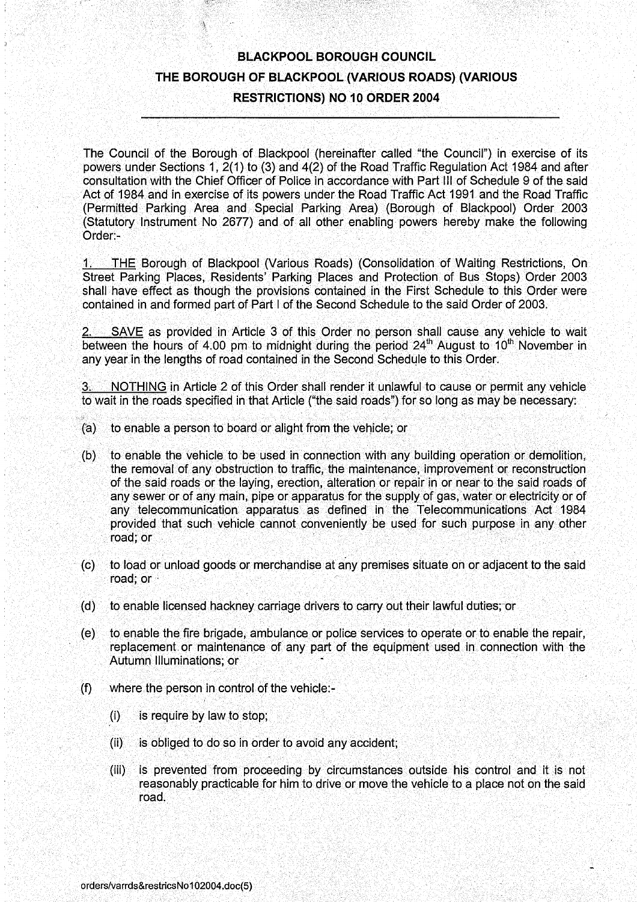# BLACKPOOL BOROUGH COUNCIL

## THE BOROUGH OF BLACKPOOL (VARIOUS ROADS) (VARIOUS RESTRICTIONS) NO 10 ORDER 2004

The Council of the Borough of Blackpool (hereinafter called "the Council") in exercise of its powers under Sections 1, 2(1) to (3) and 4(2) of the Road Traffic Regulation Act 1984 and after consultation with the Chief Officer of Police in accordance with Part III of Schedule 9 of the said Act of 1984 and in exercise of its powers under the Road Traffic Act 1991 and the Road Traffic (Permitted Parking Area and Special Parking Area) (Borough of Blackpool) Order 2003 (Statutory Instrument No 2677) and of all other enabling powers hereby make the following Order:-

1. THE Borough of Blackpool (Various Roads) (Consolidation of Waiting Restrictions, On Street Parking Places, Residents' Parking Places and Protection of Bus Stops) Order 2003 shall have effect as though the provisions contained in the First Schedule to this Order were contained in and formed part of Part I of the Second Schedule to the said Order of 2003.

2. SAVE as provided in Article 3 of this Order no person shall cause any vehicle to wait between the hours of 4.00 pm to midnight during the period 24th August to 10th November in any year in the lengths of road contained in the Second Schedule to this Order.

3. NOTHING in Article 2 of this Order shall render it unlawful to cause or permit any vehicle to wait in the roads specified in that Article ("the said roads") for so long as may be necessary:

(a) to enable a person to board or alight from the vehicle; or

(b) to enable the vehicle to be used in connection with any building operation or demolition, the removal of any obstruction to traffic, the maintenance, improvement or reconstruction of the said roads or the laying, erection, alteration or repair in or near to the said roads of any sewer or of any main, pipe or apparatus for the supply of gas, water or electricity or of any telecommunication apparatus as defined in the Telecommunications Act 1984 provided that such vehicle cannot conveniently be used for such purpose in any other road; or

(c) to load or unload goods or merchandise at any premises situate on or adjacent to the said road; or

(d) to enable licensed hackney carriage drivers to carry out their lawful duties; or

(e) to enable the fire brigade, ambulance or police services to operate or to enable the repair, replacement or maintenance of any part of the equipment used in connection with the Autumn Illuminations; or

(f) where the person in control of the vehicle:-

  (i) is require by law to stop;

  (ii) is obliged to do so in order to avoid any accident;

  (iii) is prevented from proceeding by circumstances outside his control and it is not reasonably practicable for him to drive or move the vehicle to a place not on the said road.

orders/varrds&restricsNo102004.doc(5)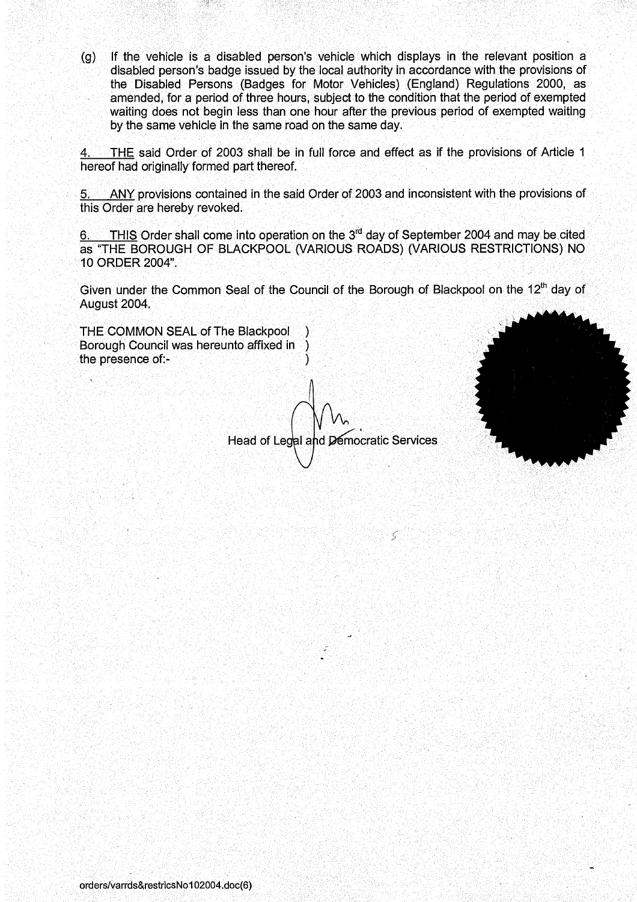(g) If the vehicle is a disabled person's vehicle which displays in the relevant position a disabled person's badge issued by the local authority in accordance with the provisions of the Disabled Persons (Badges for Motor Vehicles) (England) Regulations 2000, as amended, for a period of three hours, subject to the condition that the period of exempted waiting does not begin less than one hour after the previous period of exempted waiting by the same vehicle in the same road on the same day.

4. THE said Order of 2003 shall be in full force and effect as if the provisions of Article 1 hereof had originally formed part thereof.

5. ANY provisions contained in the said Order of 2003 and inconsistent with the provisions of this Order are hereby revoked.

6. THIS Order shall come into operation on the 3rd day of September 2004 and may be cited as "THE BOROUGH OF BLACKPOOL (VARIOUS ROADS) (VARIOUS RESTRICTIONS) NO 10 ORDER 2004".

Given under the Common Seal of the Council of the Borough of Blackpool on the 12th day of August 2004.

THE COMMON SEAL of The Blackpool )
Borough Council was hereunto affixed in )
the presence of:- )

Head of Legal and Democratic Services

orders/varrds&restricsNo102004.doc(6)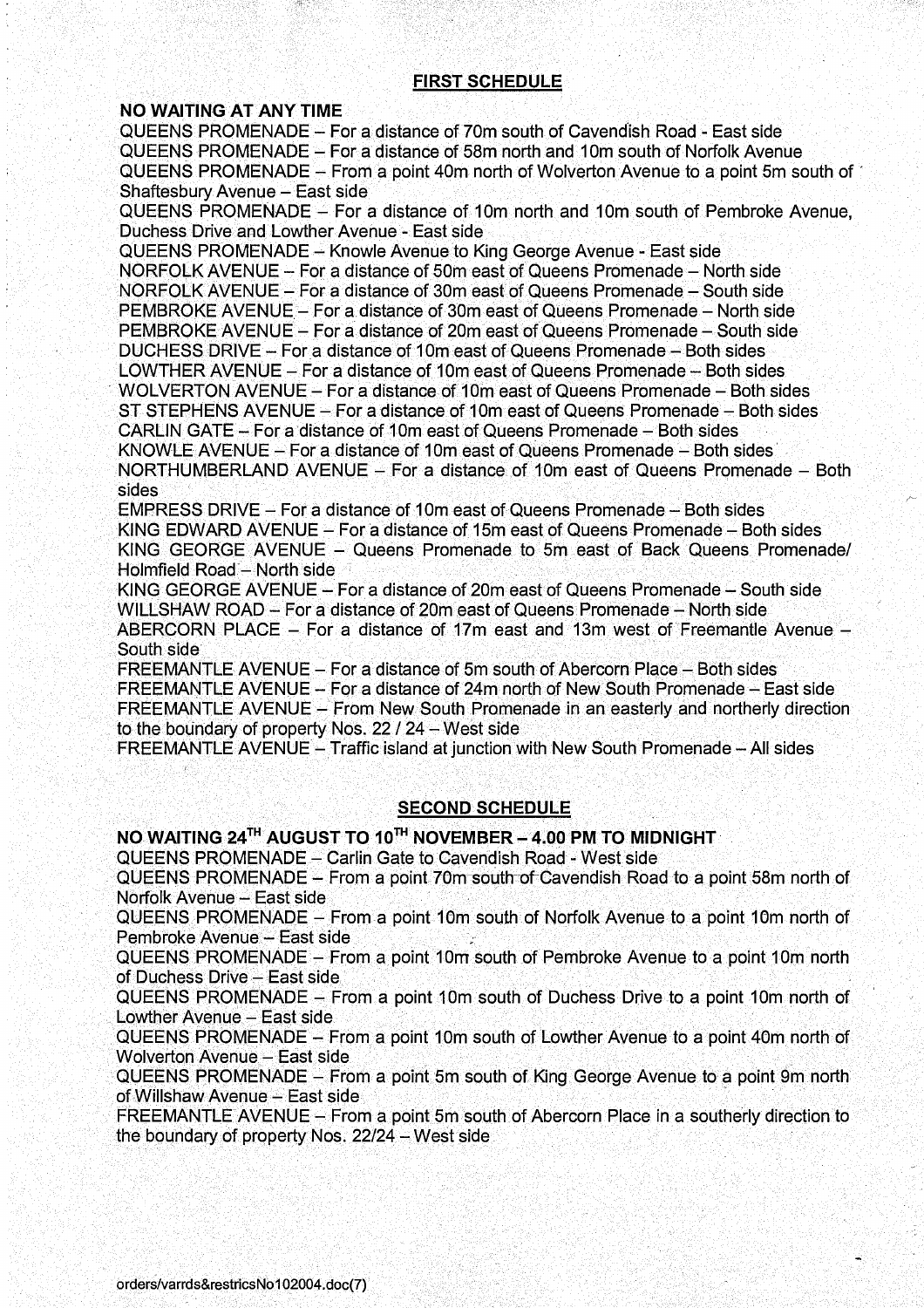## FIRST SCHEDULE

**NO WAITING AT ANY TIME**

QUEENS PROMENADE – For a distance of 70m south of Cavendish Road - East side
QUEENS PROMENADE – For a distance of 58m north and 10m south of Norfolk Avenue
QUEENS PROMENADE – From a point 40m north of Wolverton Avenue to a point 5m south of Shaftesbury Avenue – East side
QUEENS PROMENADE – For a distance of 10m north and 10m south of Pembroke Avenue, Duchess Drive and Lowther Avenue - East side
QUEENS PROMENADE – Knowle Avenue to King George Avenue - East side
NORFOLK AVENUE – For a distance of 50m east of Queens Promenade – North side
NORFOLK AVENUE – For a distance of 30m east of Queens Promenade – South side
PEMBROKE AVENUE – For a distance of 30m east of Queens Promenade – North side
PEMBROKE AVENUE – For a distance of 20m east of Queens Promenade – South side
DUCHESS DRIVE – For a distance of 10m east of Queens Promenade – Both sides
LOWTHER AVENUE – For a distance of 10m east of Queens Promenade – Both sides
WOLVERTON AVENUE – For a distance of 10m east of Queens Promenade – Both sides
ST STEPHENS AVENUE – For a distance of 10m east of Queens Promenade – Both sides
CARLIN GATE – For a distance of 10m east of Queens Promenade – Both sides
KNOWLE AVENUE – For a distance of 10m east of Queens Promenade – Both sides
NORTHUMBERLAND AVENUE – For a distance of 10m east of Queens Promenade – Both sides
EMPRESS DRIVE – For a distance of 10m east of Queens Promenade – Both sides
KING EDWARD AVENUE – For a distance of 15m east of Queens Promenade – Both sides
KING GEORGE AVENUE – Queens Promenade to 5m east of Back Queens Promenade/ Holmfield Road – North side
KING GEORGE AVENUE – For a distance of 20m east of Queens Promenade – South side
WILLSHAW ROAD – For a distance of 20m east of Queens Promenade – North side
ABERCORN PLACE – For a distance of 17m east and 13m west of Freemantle Avenue – South side
FREEMANTLE AVENUE – For a distance of 5m south of Abercorn Place – Both sides
FREEMANTLE AVENUE – For a distance of 24m north of New South Promenade – East side
FREEMANTLE AVENUE – From New South Promenade in an easterly and northerly direction to the boundary of property Nos. 22 / 24 – West side
FREEMANTLE AVENUE – Traffic island at junction with New South Promenade – All sides

## SECOND SCHEDULE

**NO WAITING 24TH AUGUST TO 10TH NOVEMBER – 4.00 PM TO MIDNIGHT**

QUEENS PROMENADE – Carlin Gate to Cavendish Road - West side
QUEENS PROMENADE – From a point 70m south of Cavendish Road to a point 58m north of Norfolk Avenue – East side
QUEENS PROMENADE – From a point 10m south of Norfolk Avenue to a point 10m north of Pembroke Avenue – East side
QUEENS PROMENADE – From a point 10m south of Pembroke Avenue to a point 10m north of Duchess Drive – East side
QUEENS PROMENADE – From a point 10m south of Duchess Drive to a point 10m north of Lowther Avenue – East side
QUEENS PROMENADE – From a point 10m south of Lowther Avenue to a point 40m north of Wolverton Avenue – East side
QUEENS PROMENADE – From a point 5m south of King George Avenue to a point 9m north of Willshaw Avenue – East side
FREEMANTLE AVENUE – From a point 5m south of Abercorn Place in a southerly direction to the boundary of property Nos. 22/24 – West side

orders/varrds&restricsNo102004.doc(7)